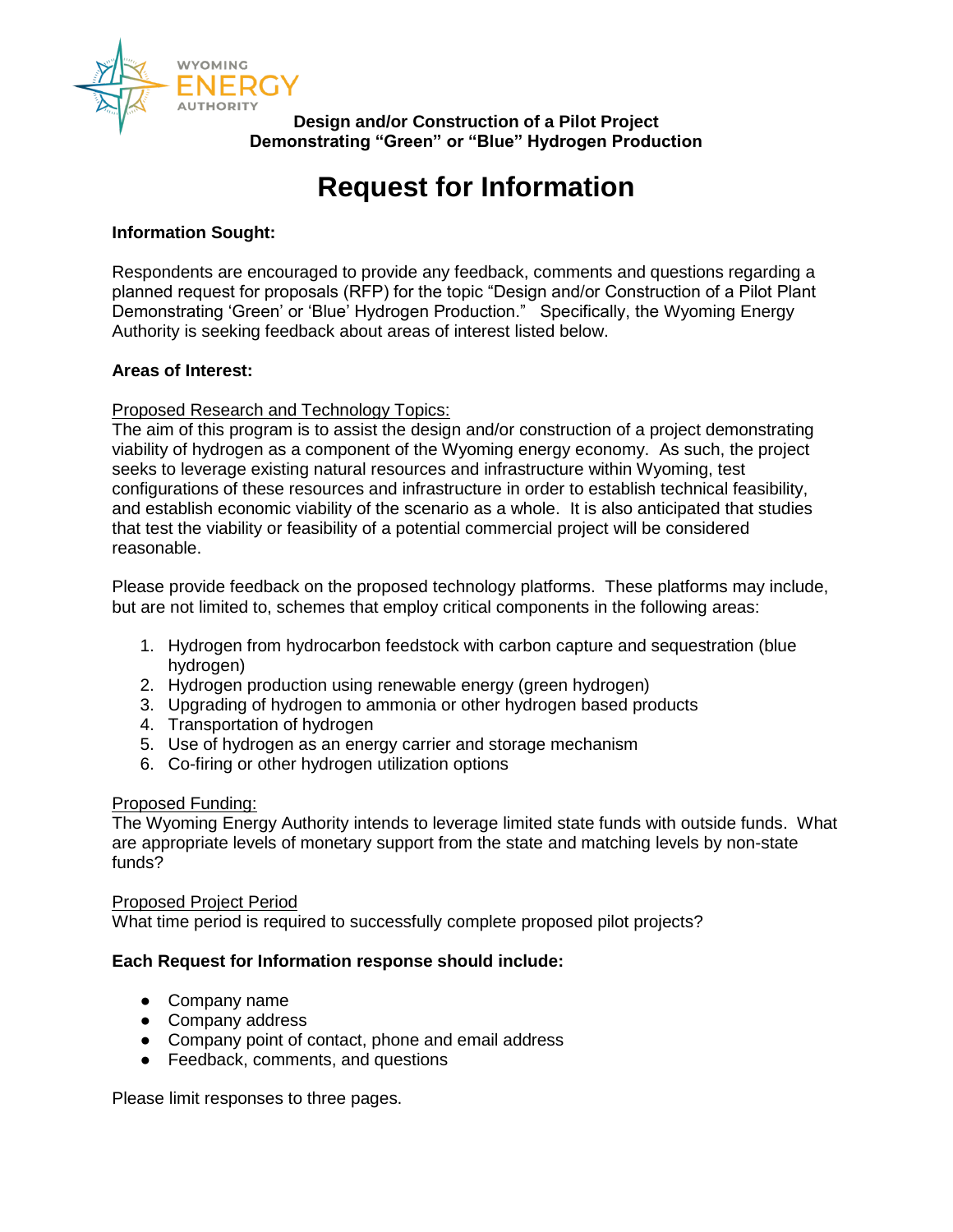WYOMING ENERGY AUTHORITY

**Design and/or Construction of a Pilot Project Demonstrating “Green” or “Blue” Hydrogen Production**

# Request for Information

**Information Sought:**

Respondents are encouraged to provide any feedback, comments and questions regarding a planned request for proposals (RFP) for the topic “Design and/or Construction of a Pilot Plant Demonstrating ‘Green’ or ‘Blue’ Hydrogen Production.” Specifically, the Wyoming Energy Authority is seeking feedback about areas of interest listed below.

**Areas of Interest:**

Proposed Research and Technology Topics:
The aim of this program is to assist the design and/or construction of a project demonstrating viability of hydrogen as a component of the Wyoming energy economy. As such, the project seeks to leverage existing natural resources and infrastructure within Wyoming, test configurations of these resources and infrastructure in order to establish technical feasibility, and establish economic viability of the scenario as a whole. It is also anticipated that studies that test the viability or feasibility of a potential commercial project will be considered reasonable.

Please provide feedback on the proposed technology platforms. These platforms may include, but are not limited to, schemes that employ critical components in the following areas:

1. Hydrogen from hydrocarbon feedstock with carbon capture and sequestration (blue hydrogen)
2. Hydrogen production using renewable energy (green hydrogen)
3. Upgrading of hydrogen to ammonia or other hydrogen based products
4. Transportation of hydrogen
5. Use of hydrogen as an energy carrier and storage mechanism
6. Co-firing or other hydrogen utilization options

Proposed Funding:
The Wyoming Energy Authority intends to leverage limited state funds with outside funds. What are appropriate levels of monetary support from the state and matching levels by non-state funds?

Proposed Project Period
What time period is required to successfully complete proposed pilot projects?

**Each Request for Information response should include:**

- Company name
- Company address
- Company point of contact, phone and email address
- Feedback, comments, and questions

Please limit responses to three pages.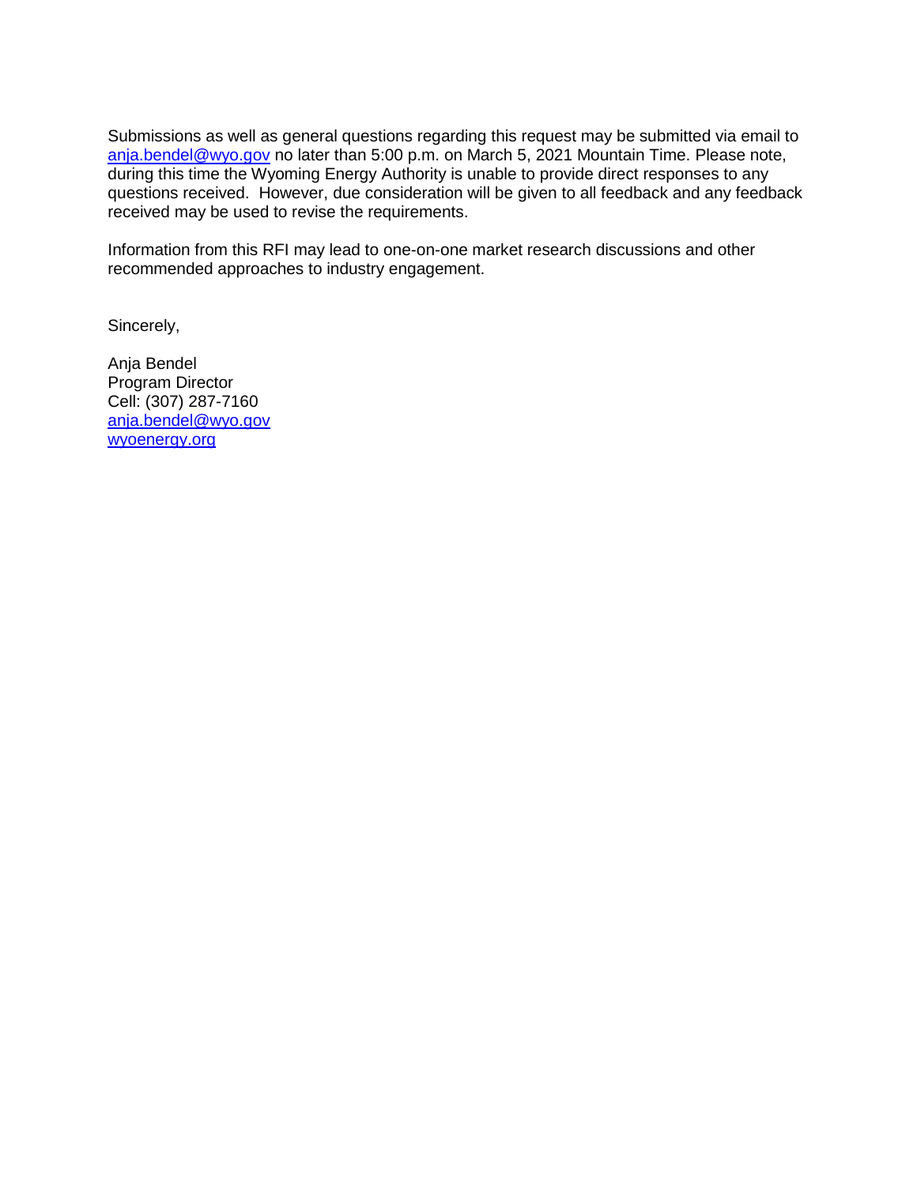Submissions as well as general questions regarding this request may be submitted via email to anja.bendel@wyo.gov no later than 5:00 p.m. on March 5, 2021 Mountain Time. Please note, during this time the Wyoming Energy Authority is unable to provide direct responses to any questions received. However, due consideration will be given to all feedback and any feedback received may be used to revise the requirements.

Information from this RFI may lead to one-on-one market research discussions and other recommended approaches to industry engagement.

Sincerely,

Anja Bendel  
Program Director  
Cell: (307) 287-7160  
anja.bendel@wyo.gov  
wyoenergy.org